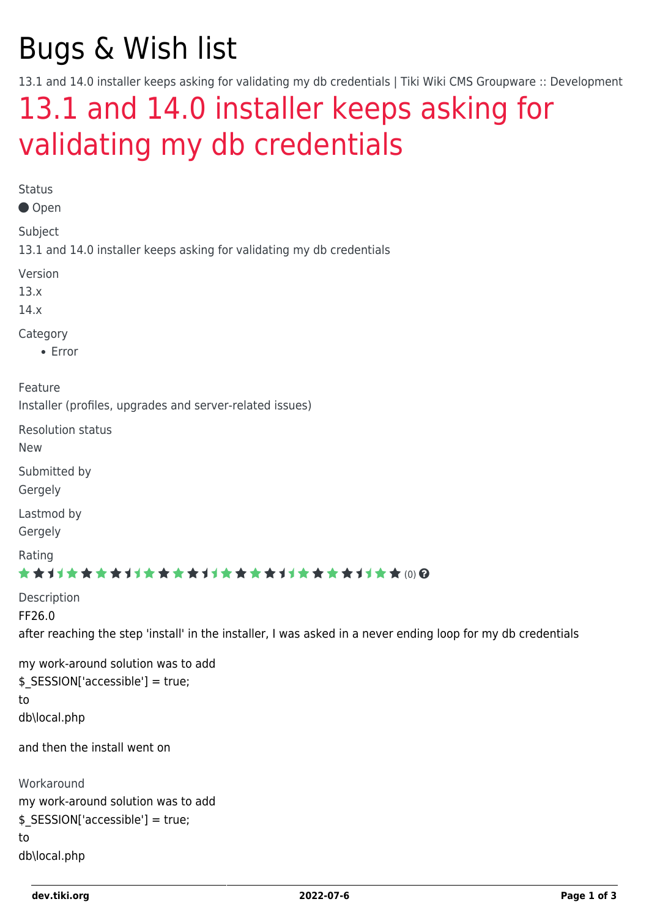# Bugs & Wish list

13.1 and 14.0 installer keeps asking for validating my db credentials | Tiki Wiki CMS Groupware :: Development

## 13.1 and 14.0 installer keeps asking for validating my db credentials

Status

Open

Subject

13.1 and 14.0 installer keeps asking for validating my db credentials

Version

13.x

14.x

Category

- Error

Feature

Installer (profiles, upgrades and server-related issues)

Resolution status

New

Submitted by

Gergely

Lastmod by

Gergely

Rating

(0)

Description

FF26.0

after reaching the step 'install' in the installer, I was asked in a never ending loop for my db credentials

my work-around solution was to add
$_SESSION['accessible'] = true;
to
db\local.php

and then the install went on

Workaround

my work-around solution was to add
$_SESSION['accessible'] = true;
to
db\local.php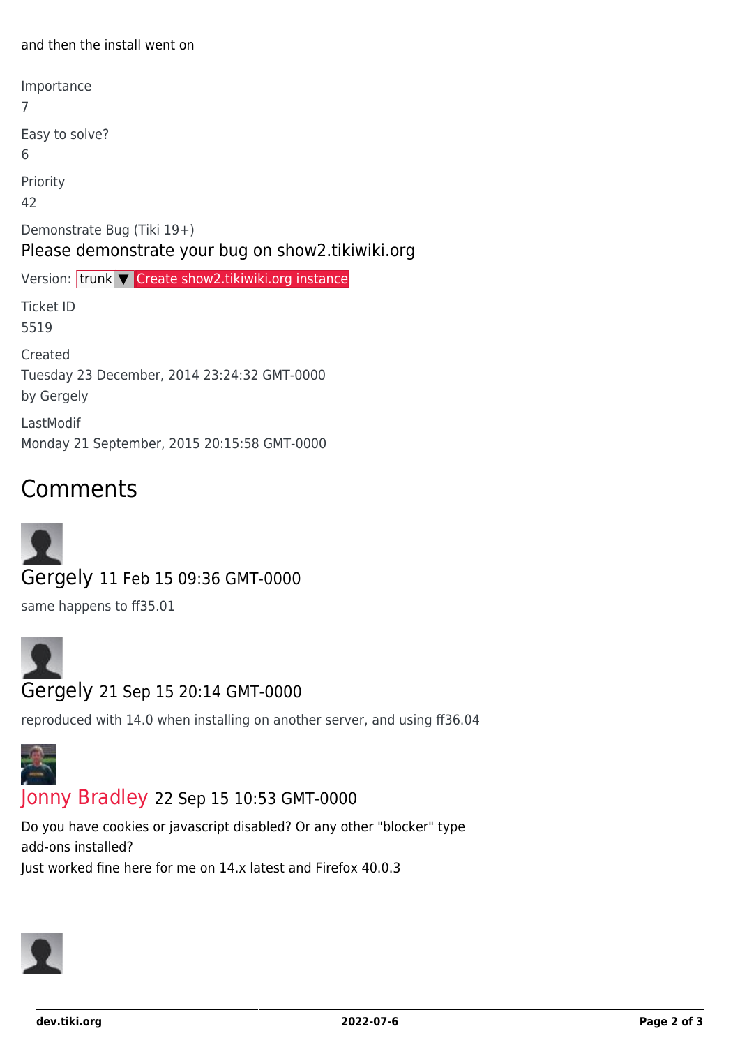and then the install went on

Importance
7

Easy to solve?
6

Priority
42

Demonstrate Bug (Tiki 19+)

Please demonstrate your bug on show2.tikiwiki.org

Version: trunk ▼ Create show2.tikiwiki.org instance

Ticket ID
5519

Created
Tuesday 23 December, 2014 23:24:32 GMT-0000
by Gergely

LastModif
Monday 21 September, 2015 20:15:58 GMT-0000

## Comments

Gergely 11 Feb 15 09:36 GMT-0000

same happens to ff35.01

Gergely 21 Sep 15 20:14 GMT-0000

reproduced with 14.0 when installing on another server, and using ff36.04

Jonny Bradley 22 Sep 15 10:53 GMT-0000

Do you have cookies or javascript disabled? Or any other "blocker" type add-ons installed?
Just worked fine here for me on 14.x latest and Firefox 40.0.3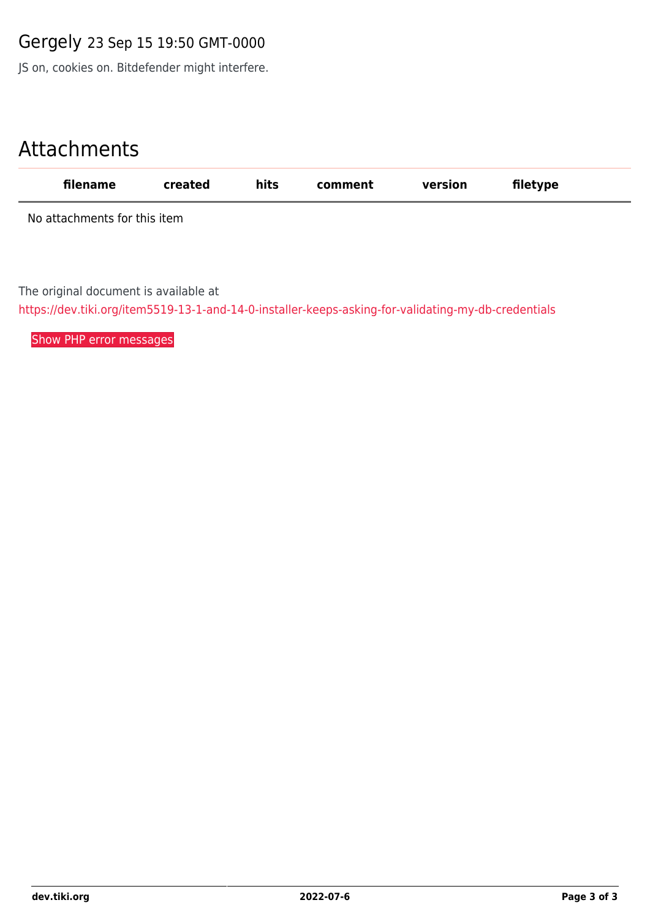Gergely 23 Sep 15 19:50 GMT-0000

JS on, cookies on. Bitdefender might interfere.

# Attachments

| filename | created | hits | comment | version | filetype |
|---|---|---|---|---|---|
| No attachments for this item | | | | | |

The original document is available at
https://dev.tiki.org/item5519-13-1-and-14-0-installer-keeps-asking-for-validating-my-db-credentials

Show PHP error messages